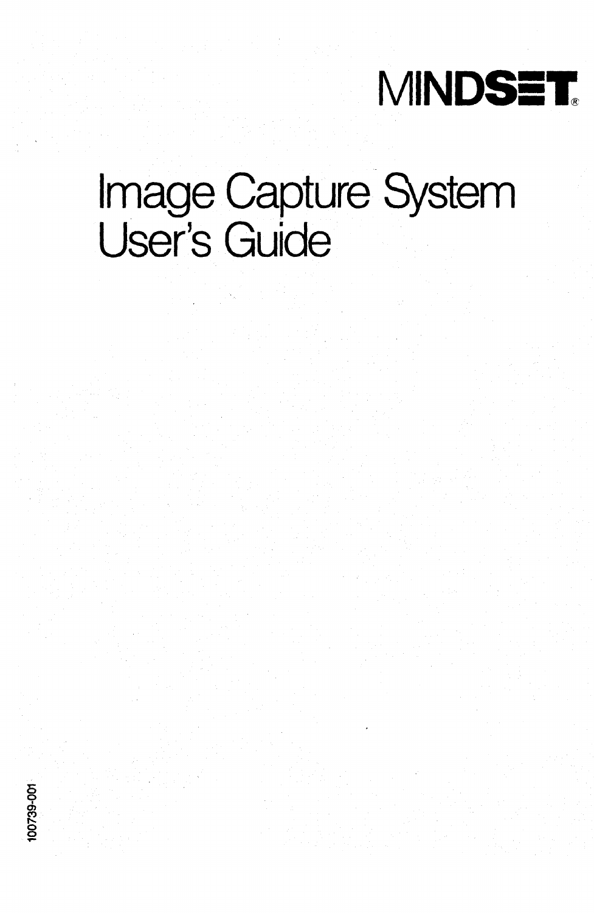MINDSET®

# Image Capture System User's Guide

100739-001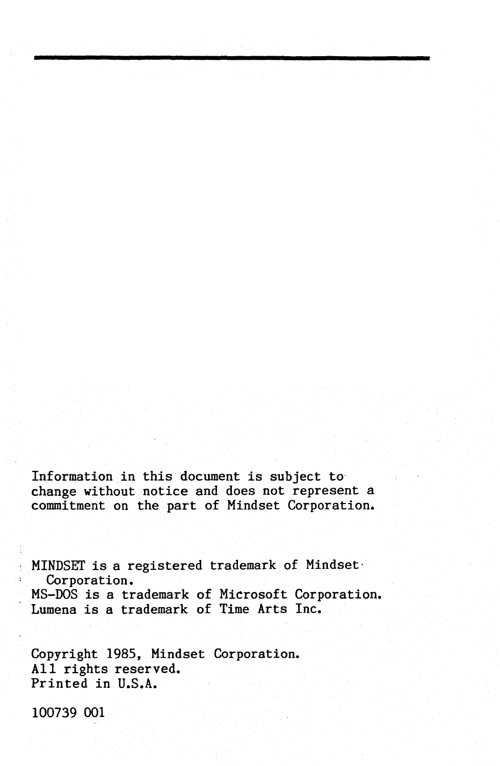Information in this document is subject to change without notice and does not represent a commitment on the part of Mindset Corporation.

MINDSET is a registered trademark of Mindset Corporation.
MS-DOS is a trademark of Microsoft Corporation.
Lumena is a trademark of Time Arts Inc.

Copyright 1985, Mindset Corporation.
All rights reserved.
Printed in U.S.A.

100739 001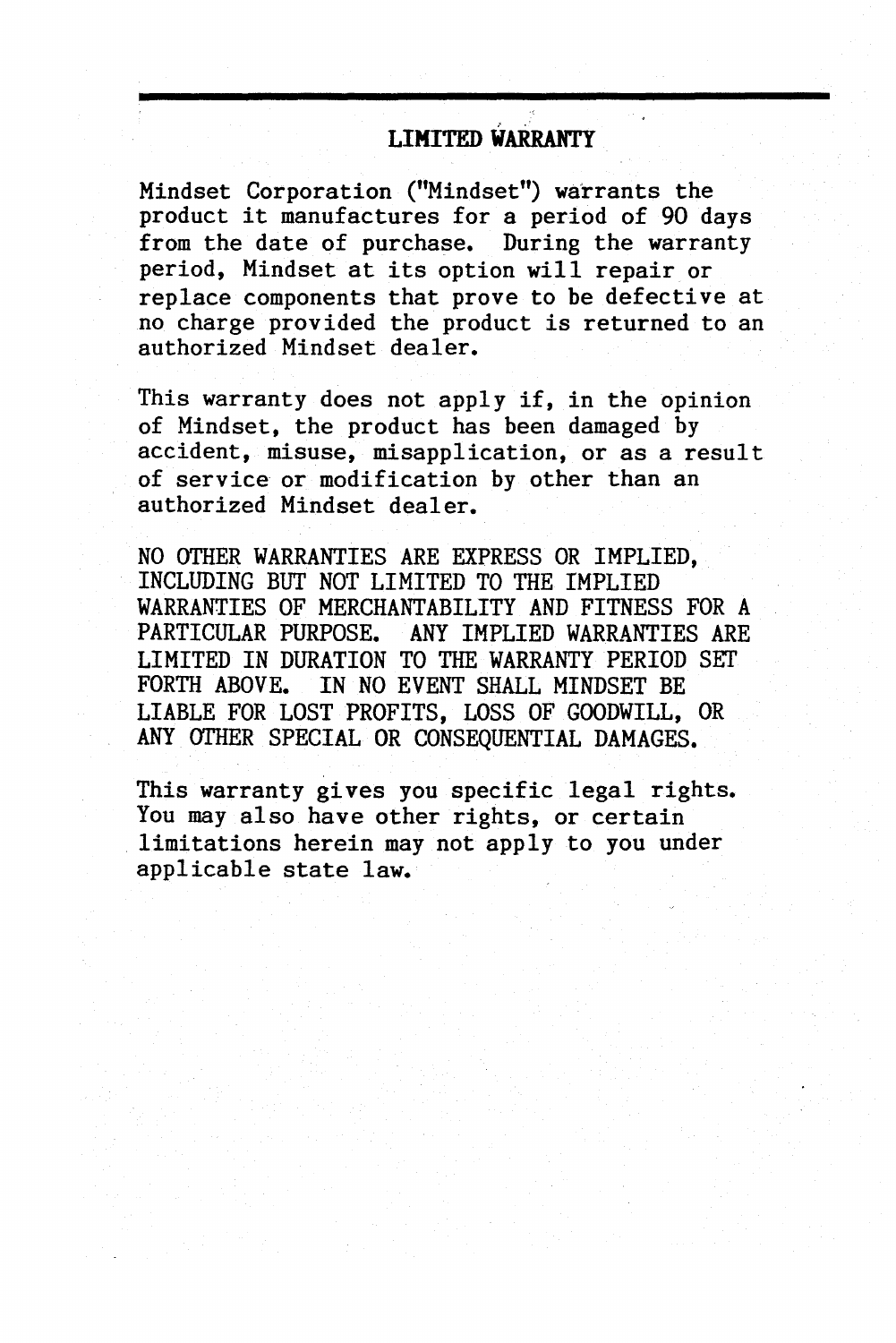## LIMITED WARRANTY

Mindset Corporation ("Mindset") warrants the product it manufactures for a period of 90 days from the date of purchase. During the warranty period, Mindset at its option will repair or replace components that prove to be defective at no charge provided the product is returned to an authorized Mindset dealer.

This warranty does not apply if, in the opinion of Mindset, the product has been damaged by accident, misuse, misapplication, or as a result of service or modification by other than an authorized Mindset dealer.

NO OTHER WARRANTIES ARE EXPRESS OR IMPLIED, INCLUDING BUT NOT LIMITED TO THE IMPLIED WARRANTIES OF MERCHANTABILITY AND FITNESS FOR A PARTICULAR PURPOSE. ANY IMPLIED WARRANTIES ARE LIMITED IN DURATION TO THE WARRANTY PERIOD SET FORTH ABOVE. IN NO EVENT SHALL MINDSET BE LIABLE FOR LOST PROFITS, LOSS OF GOODWILL, OR ANY OTHER SPECIAL OR CONSEQUENTIAL DAMAGES.

This warranty gives you specific legal rights. You may also have other rights, or certain limitations herein may not apply to you under applicable state law.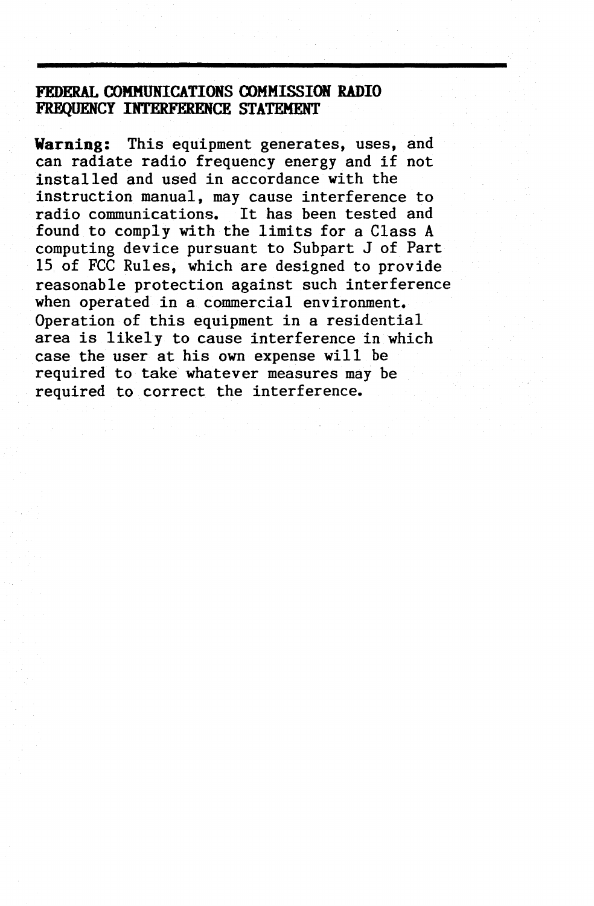## FEDERAL COMMUNICATIONS COMMISSION RADIO FREQUENCY INTERFERENCE STATEMENT

**Warning:** This equipment generates, uses, and can radiate radio frequency energy and if not installed and used in accordance with the instruction manual, may cause interference to radio communications. It has been tested and found to comply with the limits for a Class A computing device pursuant to Subpart J of Part 15 of FCC Rules, which are designed to provide reasonable protection against such interference when operated in a commercial environment. Operation of this equipment in a residential area is likely to cause interference in which case the user at his own expense will be required to take whatever measures may be required to correct the interference.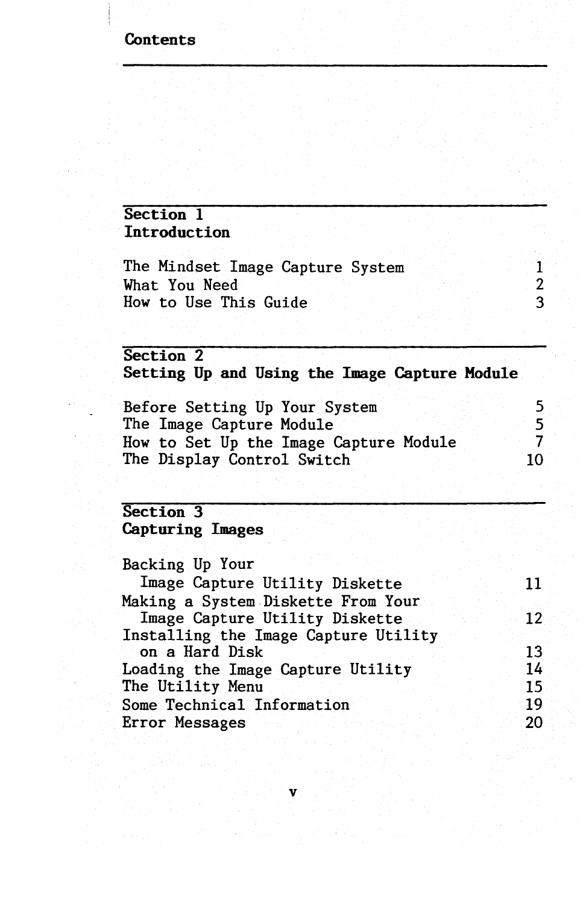# Contents

## Section 1
## Introduction

| | |
|---|---|
| The Mindset Image Capture System | 1 |
| What You Need | 2 |
| How to Use This Guide | 3 |

## Section 2
## Setting Up and Using the Image Capture Module

| | |
|---|---|
| Before Setting Up Your System | 5 |
| The Image Capture Module | 5 |
| How to Set Up the Image Capture Module | 7 |
| The Display Control Switch | 10 |

## Section 3
## Capturing Images

| | |
|---|---|
| Backing Up Your Image Capture Utility Diskette | 11 |
| Making a System Diskette From Your Image Capture Utility Diskette | 12 |
| Installing the Image Capture Utility on a Hard Disk | 13 |
| Loading the Image Capture Utility | 14 |
| The Utility Menu | 15 |
| Some Technical Information | 19 |
| Error Messages | 20 |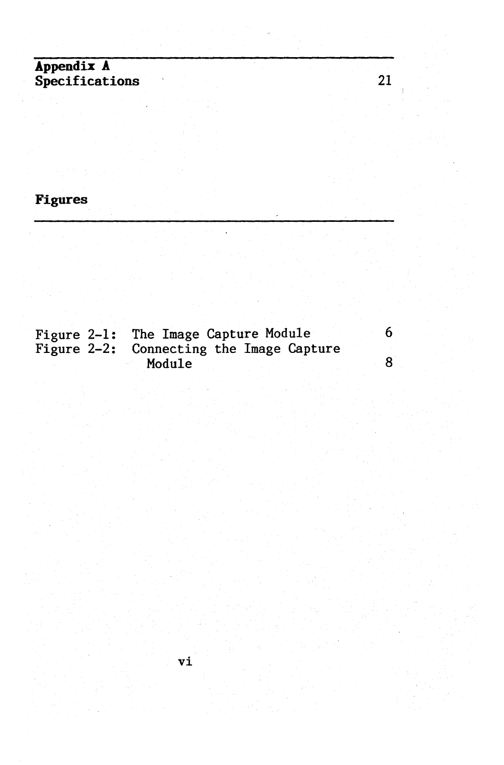**Appendix A**
**Specifications** 21

## Figures

Figure 2-1: The Image Capture Module 6
Figure 2-2: Connecting the Image Capture Module 8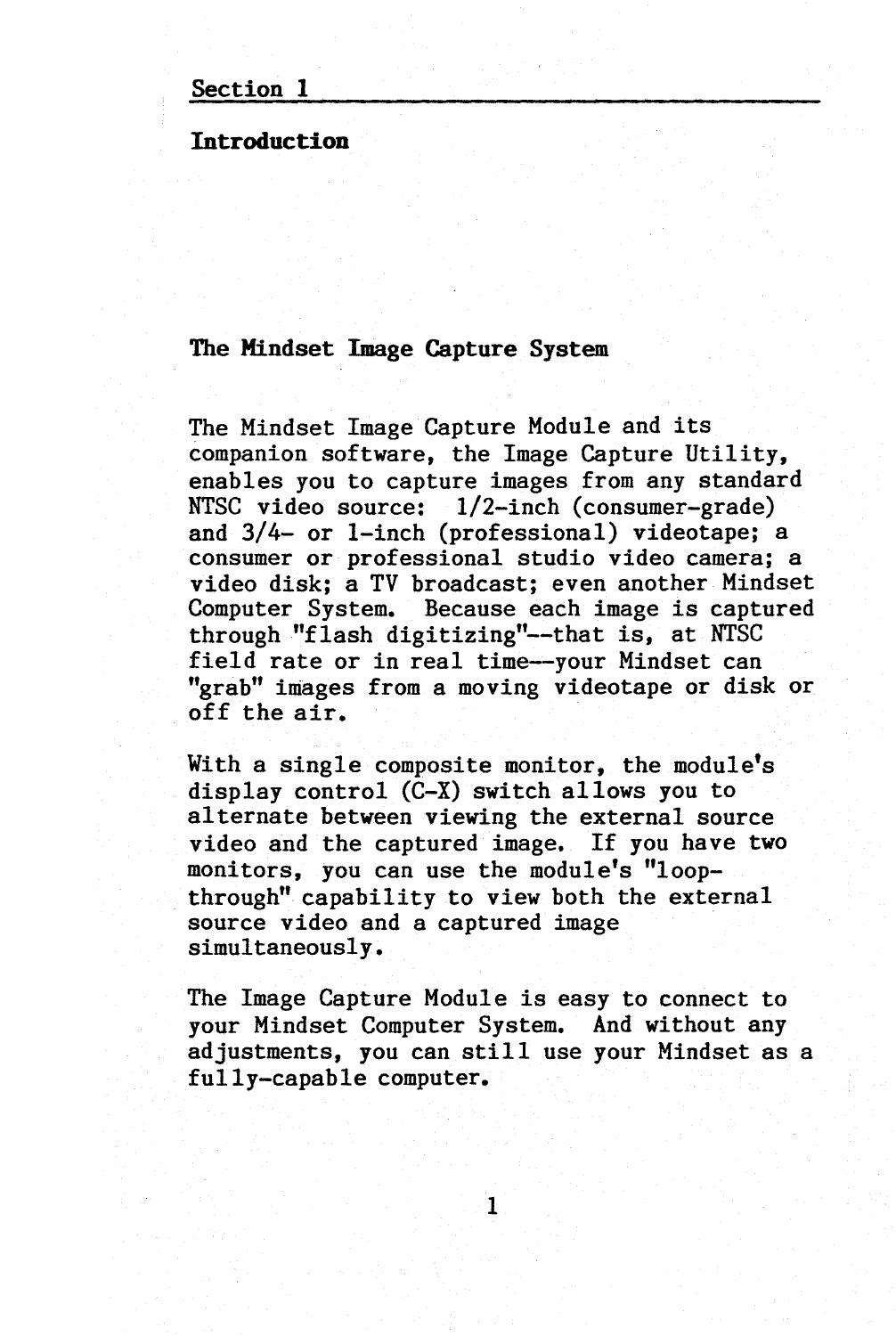## Section 1

# Introduction

## The Mindset Image Capture System

The Mindset Image Capture Module and its companion software, the Image Capture Utility, enables you to capture images from any standard NTSC video source: 1/2-inch (consumer-grade) and 3/4- or 1-inch (professional) videotape; a consumer or professional studio video camera; a video disk; a TV broadcast; even another Mindset Computer System. Because each image is captured through "flash digitizing"--that is, at NTSC field rate or in real time--your Mindset can "grab" images from a moving videotape or disk or off the air.

With a single composite monitor, the module's display control (C-X) switch allows you to alternate between viewing the external source video and the captured image. If you have two monitors, you can use the module's "loop-through" capability to view both the external source video and a captured image simultaneously.

The Image Capture Module is easy to connect to your Mindset Computer System. And without any adjustments, you can still use your Mindset as a fully-capable computer.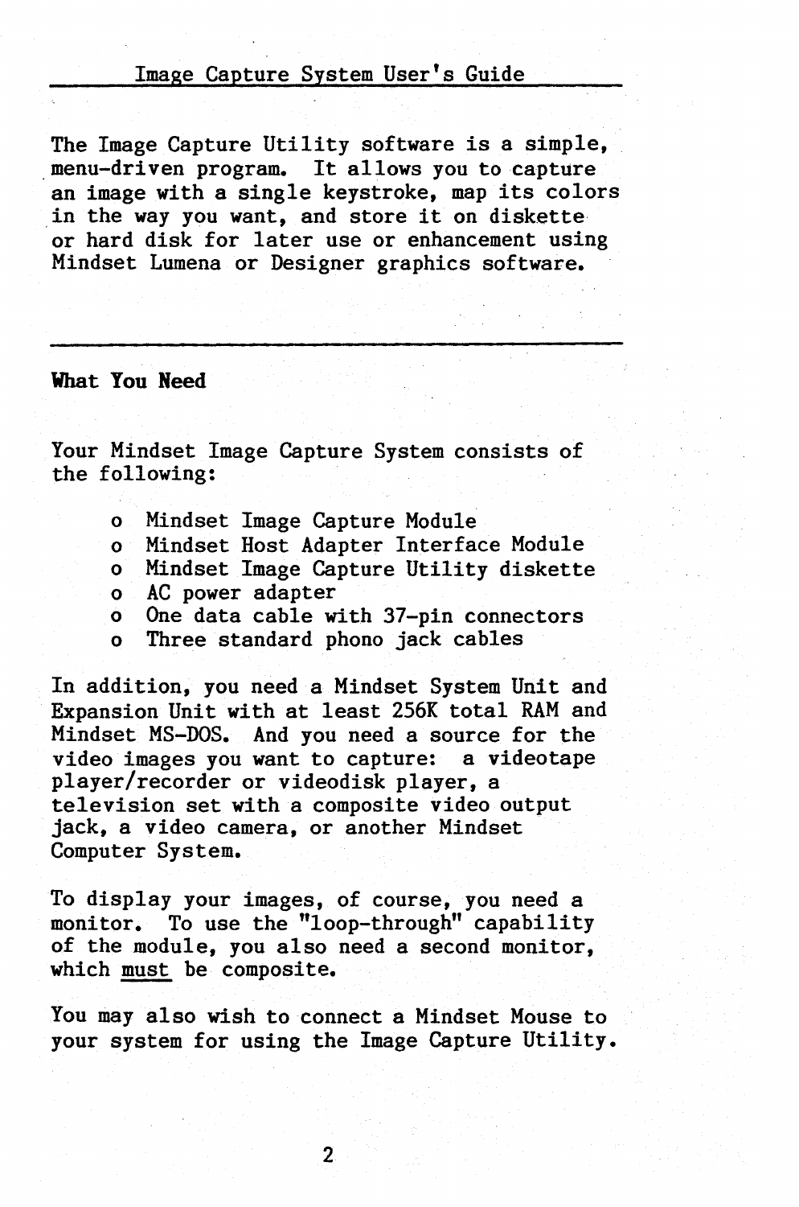The Image Capture Utility software is a simple, menu-driven program. It allows you to capture an image with a single keystroke, map its colors in the way you want, and store it on diskette or hard disk for later use or enhancement using Mindset Lumena or Designer graphics software.

---

## What You Need

Your Mindset Image Capture System consists of the following:

- Mindset Image Capture Module
- Mindset Host Adapter Interface Module
- Mindset Image Capture Utility diskette
- AC power adapter
- One data cable with 37-pin connectors
- Three standard phono jack cables

In addition, you need a Mindset System Unit and Expansion Unit with at least 256K total RAM and Mindset MS-DOS. And you need a source for the video images you want to capture: a videotape player/recorder or videodisk player, a television set with a composite video output jack, a video camera, or another Mindset Computer System.

To display your images, of course, you need a monitor. To use the "loop-through" capability of the module, you also need a second monitor, which <u>must</u> be composite.

You may also wish to connect a Mindset Mouse to your system for using the Image Capture Utility.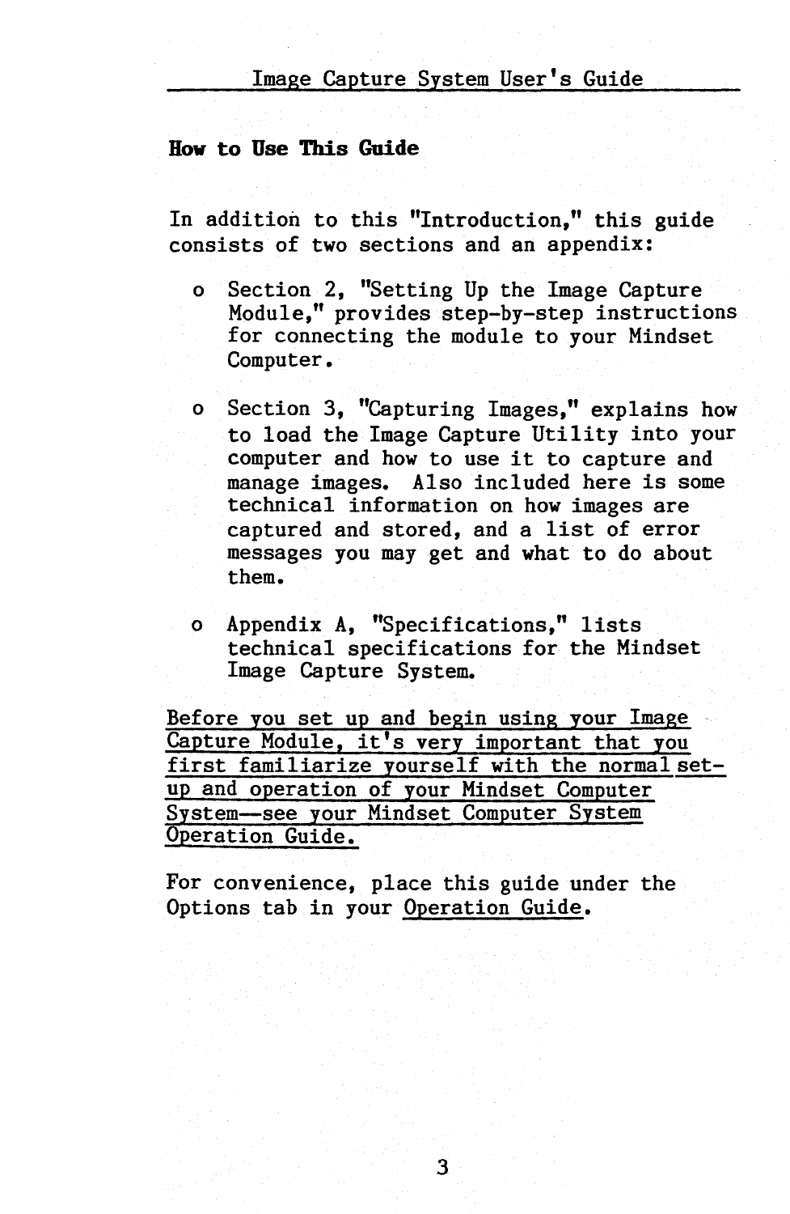## How to Use This Guide

In addition to this "Introduction," this guide consists of two sections and an appendix:

- Section 2, "Setting Up the Image Capture Module," provides step-by-step instructions for connecting the module to your Mindset Computer.

- Section 3, "Capturing Images," explains how to load the Image Capture Utility into your computer and how to use it to capture and manage images. Also included here is some technical information on how images are captured and stored, and a list of error messages you may get and what to do about them.

- Appendix A, "Specifications," lists technical specifications for the Mindset Image Capture System.

<u>Before you set up and begin using your Image Capture Module, it's very important that you first familiarize yourself with the normal set-up and operation of your Mindset Computer System—see your Mindset Computer System Operation Guide.</u>

For convenience, place this guide under the Options tab in your <u>Operation Guide</u>.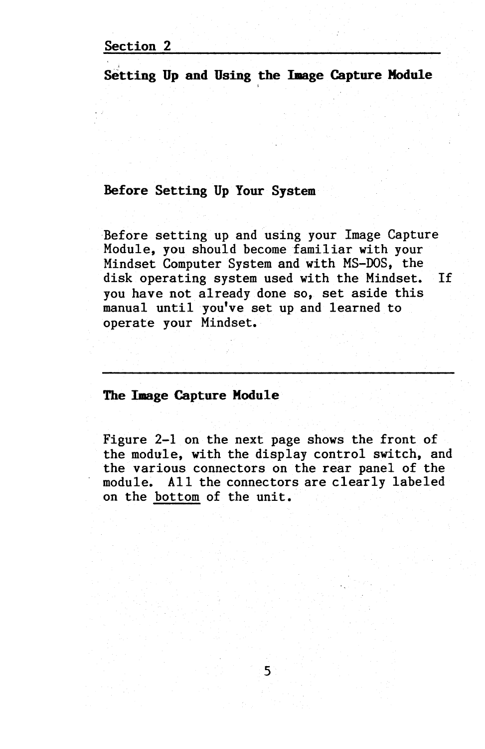# Section 2

## Setting Up and Using the Image Capture Module

### Before Setting Up Your System

Before setting up and using your Image Capture Module, you should become familiar with your Mindset Computer System and with MS-DOS, the disk operating system used with the Mindset. If you have not already done so, set aside this manual until you've set up and learned to operate your Mindset.

---

### The Image Capture Module

Figure 2-1 on the next page shows the front of the module, with the display control switch, and the various connectors on the rear panel of the module. All the connectors are clearly labeled on the <u>bottom</u> of the unit.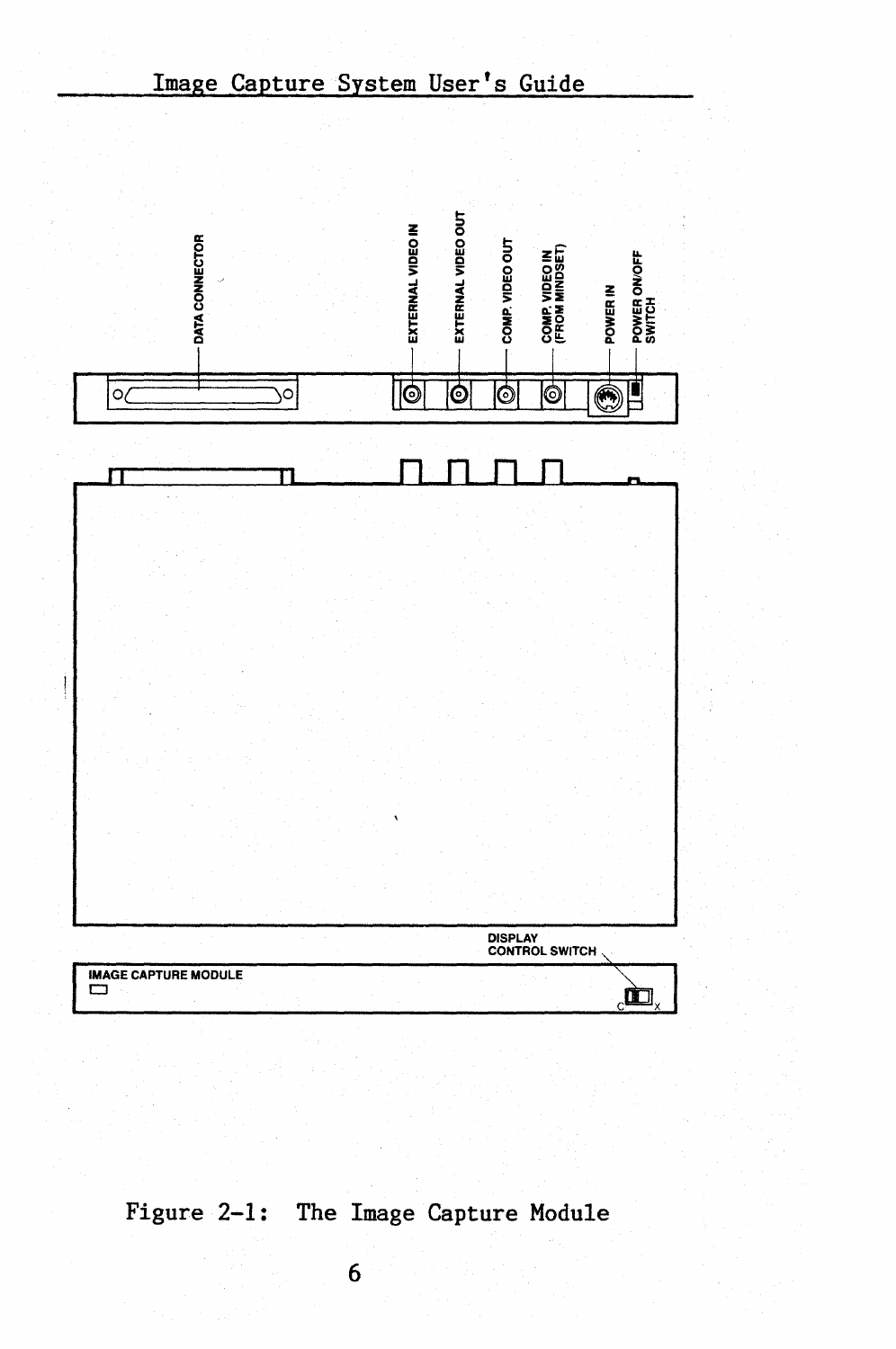DATA CONNECTOR

EXTERNAL VIDEO IN

EXTERNAL VIDEO OUT

COMP. VIDEO OUT

COMP. VIDEO IN (FROM MINDSET)

POWER IN

POWER ON/OFF SWITCH

DISPLAY CONTROL SWITCH

IMAGE CAPTURE MODULE

C X

Figure 2-1: The Image Capture Module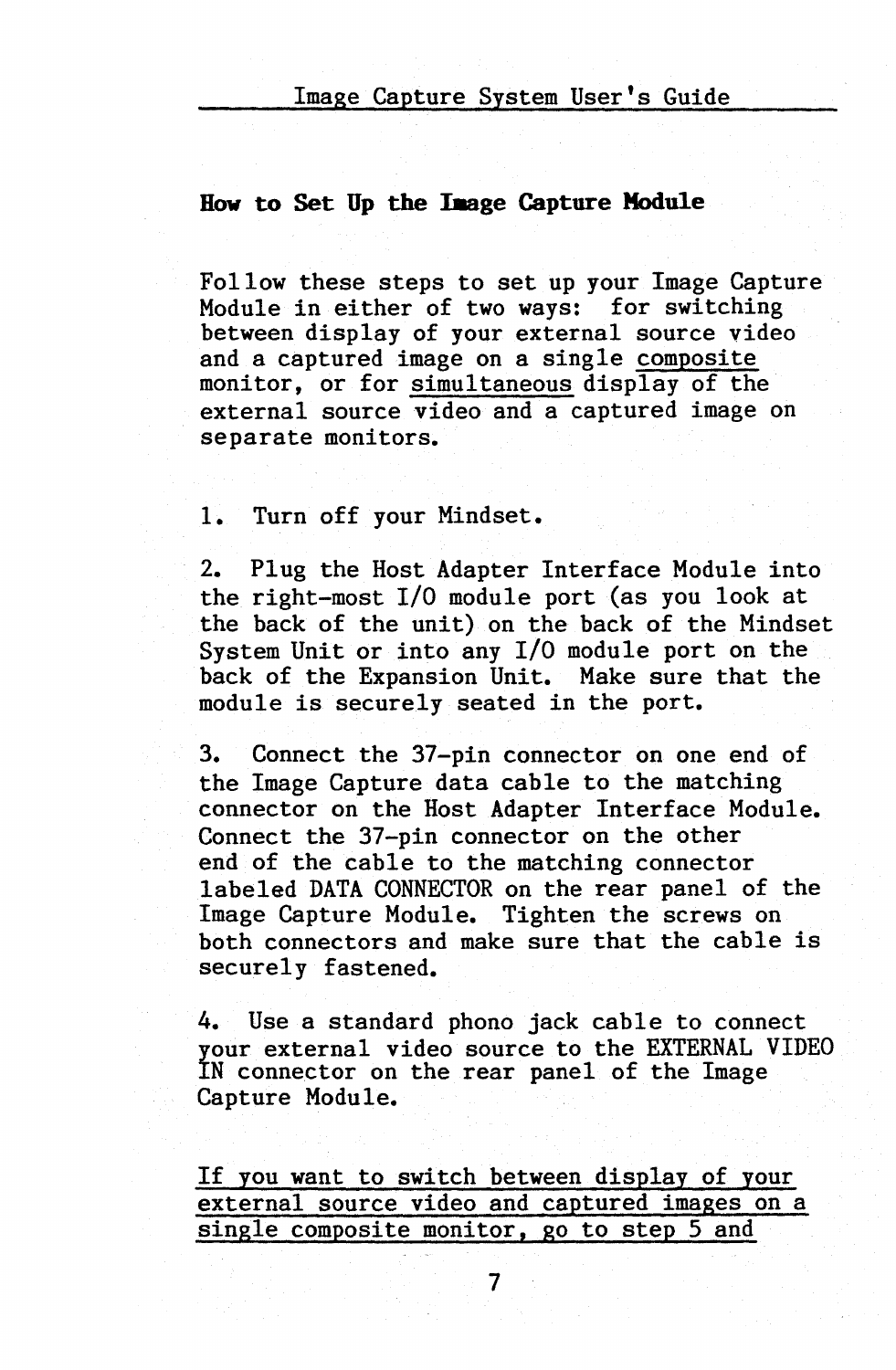## How to Set Up the Image Capture Module

Follow these steps to set up your Image Capture Module in either of two ways: for switching between display of your external source video and a captured image on a single <u>composite</u> monitor, or for <u>simultaneous</u> display of the external source video and a captured image on separate monitors.

1. Turn off your Mindset.

2. Plug the Host Adapter Interface Module into the right-most I/O module port (as you look at the back of the unit) on the back of the Mindset System Unit or into any I/O module port on the back of the Expansion Unit. Make sure that the module is securely seated in the port.

3. Connect the 37-pin connector on one end of the Image Capture data cable to the matching connector on the Host Adapter Interface Module. Connect the 37-pin connector on the other end of the cable to the matching connector labeled DATA CONNECTOR on the rear panel of the Image Capture Module. Tighten the screws on both connectors and make sure that the cable is securely fastened.

4. Use a standard phono jack cable to connect your external video source to the EXTERNAL VIDEO IN connector on the rear panel of the Image Capture Module.

<u>If you want to switch between display of your external source video and captured images on a single composite monitor, go to step 5 and</u>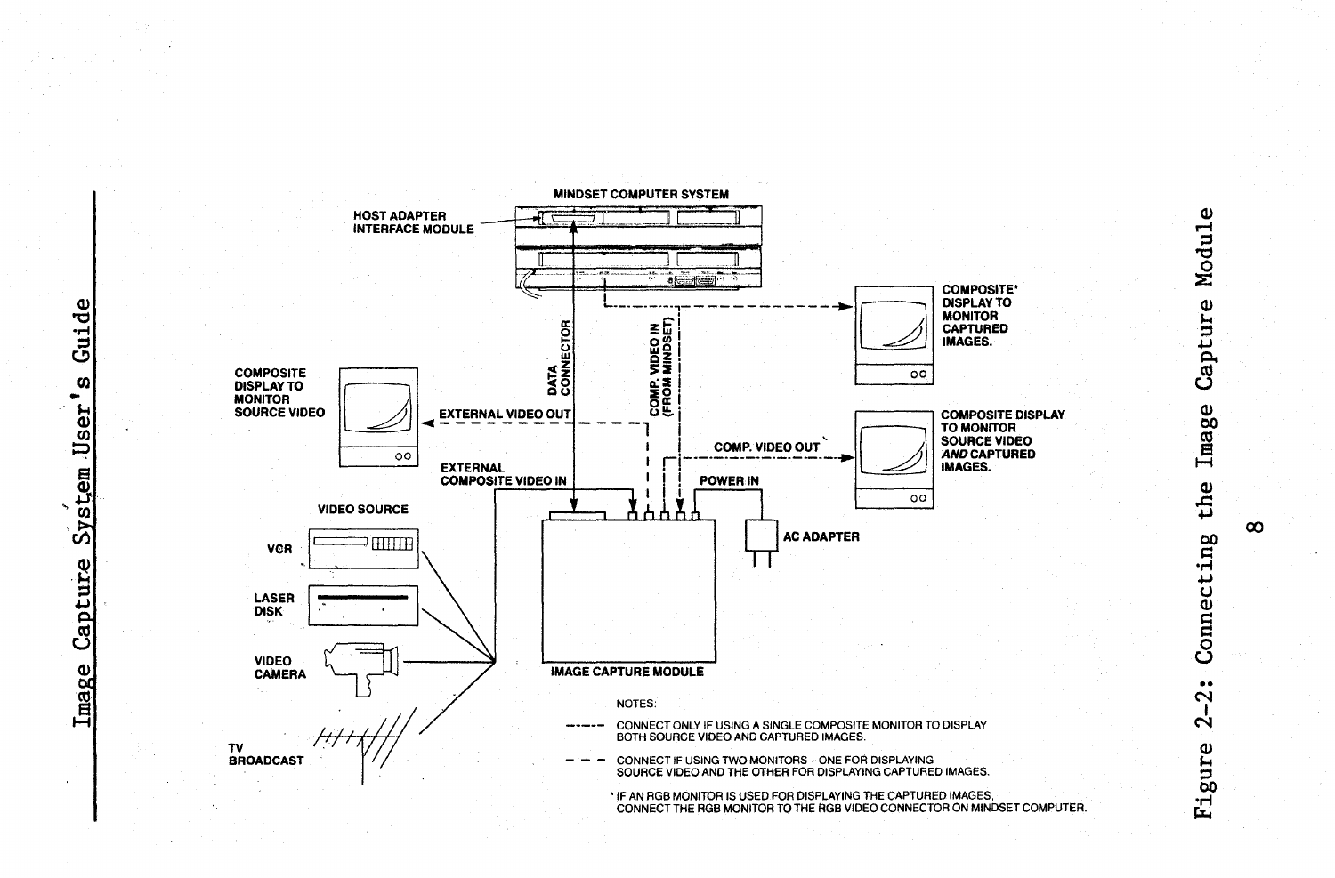MINDSET COMPUTER SYSTEM

HOST ADAPTER INTERFACE MODULE

COMPOSITE* DISPLAY TO MONITOR CAPTURED IMAGES.

COMPOSITE DISPLAY TO MONITOR SOURCE VIDEO

DATA CONNECTOR

COMP. VIDEO IN (FROM MINDSET)

EXTERNAL VIDEO OUT

COMP. VIDEO OUT

COMPOSITE DISPLAY TO MONITOR SOURCE VIDEO *AND* CAPTURED IMAGES.

EXTERNAL COMPOSITE VIDEO IN

POWER IN

VIDEO SOURCE

VCR

AC ADAPTER

LASER DISK

VIDEO CAMERA

IMAGE CAPTURE MODULE

TV BROADCAST

NOTES:

-·-·-·- CONNECT ONLY IF USING A SINGLE COMPOSITE MONITOR TO DISPLAY BOTH SOURCE VIDEO AND CAPTURED IMAGES.

– – – CONNECT IF USING TWO MONITORS – ONE FOR DISPLAYING SOURCE VIDEO AND THE OTHER FOR DISPLAYING CAPTURED IMAGES.

* IF AN RGB MONITOR IS USED FOR DISPLAYING THE CAPTURED IMAGES, CONNECT THE RGB MONITOR TO THE RGB VIDEO CONNECTOR ON MINDSET COMPUTER.

Figure 2-2: Connecting the Image Capture Module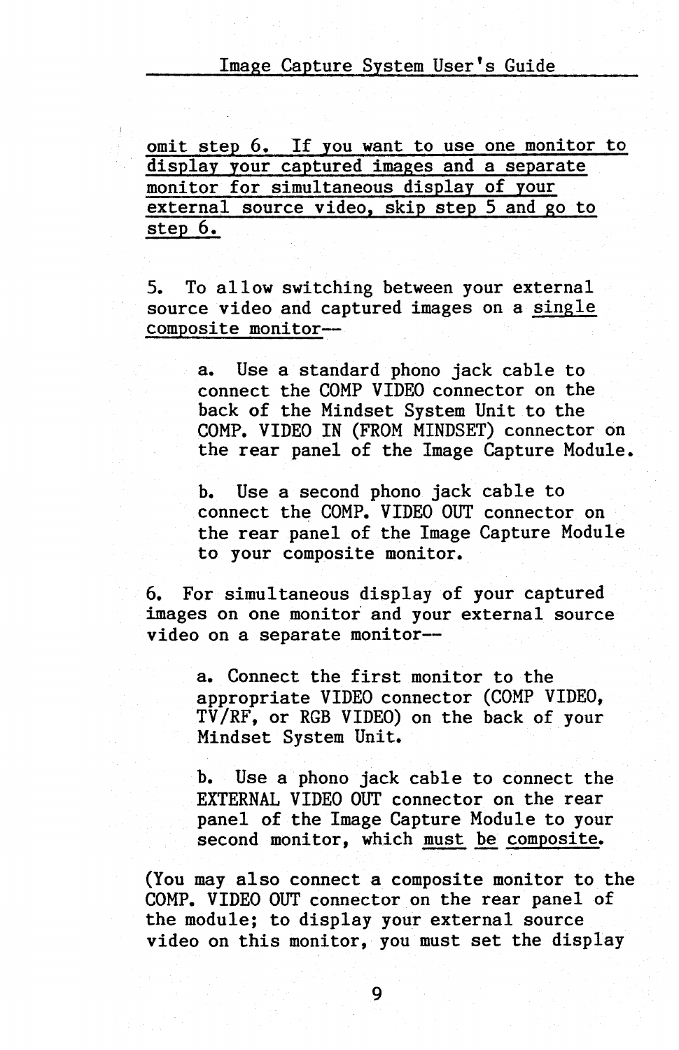omit step 6. If you want to use one monitor to display your captured images and a separate monitor for simultaneous display of your external source video, skip step 5 and go to step 6.

5. To allow switching between your external source video and captured images on a single composite monitor--

   a. Use a standard phono jack cable to connect the COMP VIDEO connector on the back of the Mindset System Unit to the COMP. VIDEO IN (FROM MINDSET) connector on the rear panel of the Image Capture Module.

   b. Use a second phono jack cable to connect the COMP. VIDEO OUT connector on the rear panel of the Image Capture Module to your composite monitor.

6. For simultaneous display of your captured images on one monitor and your external source video on a separate monitor--

   a. Connect the first monitor to the appropriate VIDEO connector (COMP VIDEO, TV/RF, or RGB VIDEO) on the back of your Mindset System Unit.

   b. Use a phono jack cable to connect the EXTERNAL VIDEO OUT connector on the rear panel of the Image Capture Module to your second monitor, which must be composite.

(You may also connect a composite monitor to the COMP. VIDEO OUT connector on the rear panel of the module; to display your external source video on this monitor, you must set the display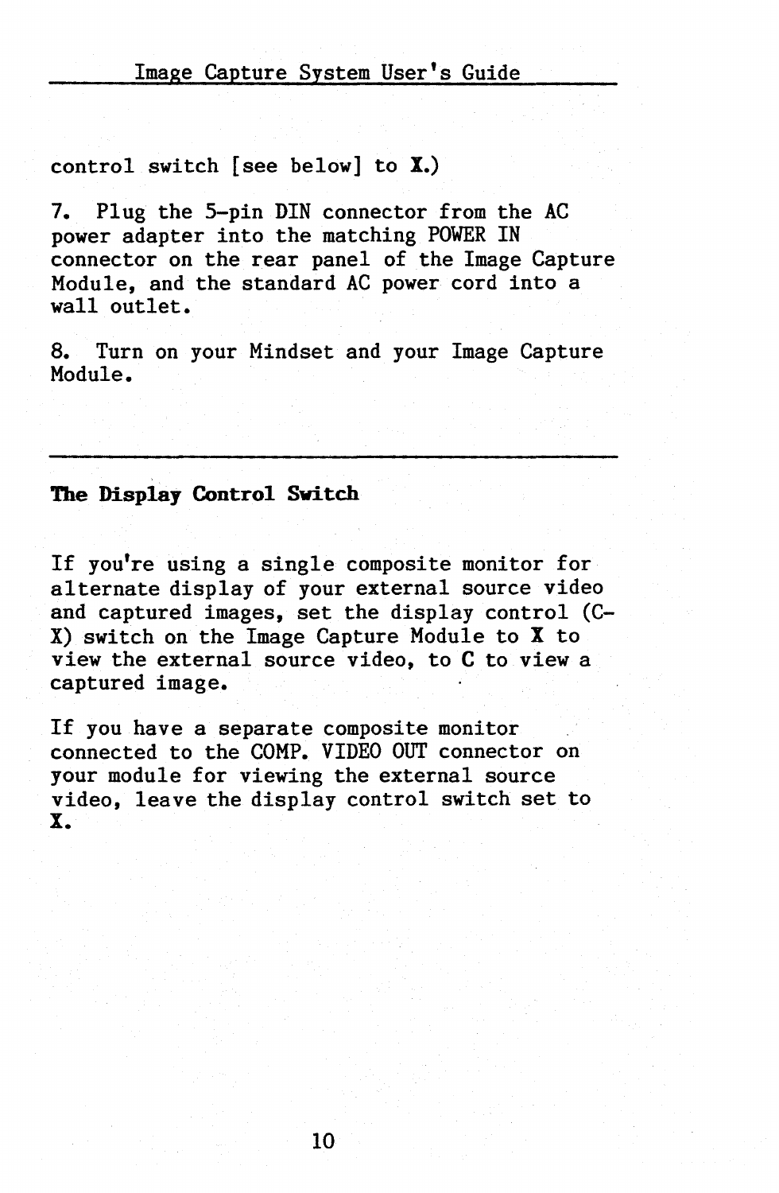control switch [see below] to **X**.)

7. Plug the 5-pin DIN connector from the AC power adapter into the matching POWER IN connector on the rear panel of the Image Capture Module, and the standard AC power cord into a wall outlet.

8. Turn on your Mindset and your Image Capture Module.

---

## The Display Control Switch

If you're using a single composite monitor for alternate display of your external source video and captured images, set the display control (C-X) switch on the Image Capture Module to **X** to view the external source video, to **C** to view a captured image.

If you have a separate composite monitor connected to the COMP. VIDEO OUT connector on your module for viewing the external source video, leave the display control switch set to **X**.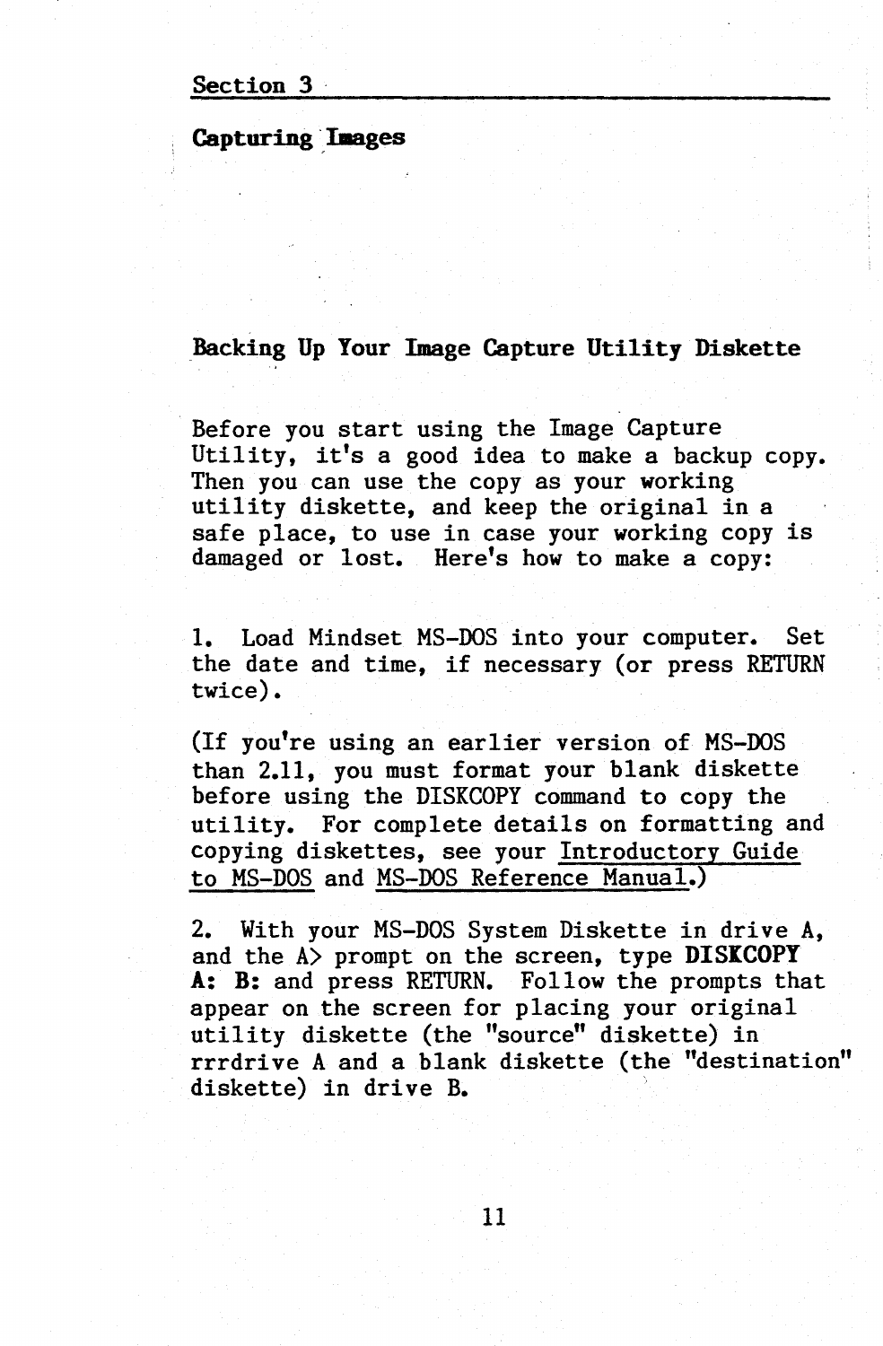Section 3

# Capturing Images

## Backing Up Your Image Capture Utility Diskette

Before you start using the Image Capture Utility, it's a good idea to make a backup copy. Then you can use the copy as your working utility diskette, and keep the original in a safe place, to use in case your working copy is damaged or lost. Here's how to make a copy:

1. Load Mindset MS-DOS into your computer. Set the date and time, if necessary (or press RETURN twice).

(If you're using an earlier version of MS-DOS than 2.11, you must format your blank diskette before using the DISKCOPY command to copy the utility. For complete details on formatting and copying diskettes, see your Introductory Guide to MS-DOS and MS-DOS Reference Manual.)

2. With your MS-DOS System Diskette in drive A, and the A> prompt on the screen, type **DISKCOPY A: B:** and press RETURN. Follow the prompts that appear on the screen for placing your original utility diskette (the "source" diskette) in rrrdrive A and a blank diskette (the "destination" diskette) in drive B.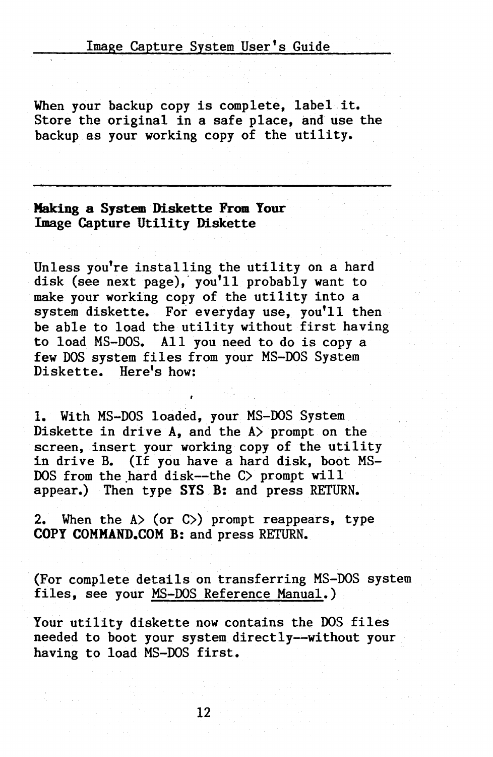When your backup copy is complete, label it. Store the original in a safe place, and use the backup as your working copy of the utility.

---

## Making a System Diskette From Your Image Capture Utility Diskette

Unless you're installing the utility on a hard disk (see next page), you'll probably want to make your working copy of the utility into a system diskette. For everyday use, you'll then be able to load the utility without first having to load MS-DOS. All you need to do is copy a few DOS system files from your MS-DOS System Diskette. Here's how:

1. With MS-DOS loaded, your MS-DOS System Diskette in drive A, and the A> prompt on the screen, insert your working copy of the utility in drive B. (If you have a hard disk, boot MS-DOS from the hard disk--the C> prompt will appear.) Then type **SYS B:** and press RETURN.

2. When the A> (or C>) prompt reappears, type **COPY COMMAND.COM B:** and press RETURN.

(For complete details on transferring MS-DOS system files, see your MS-DOS Reference Manual.)

Your utility diskette now contains the DOS files needed to boot your system directly--without your having to load MS-DOS first.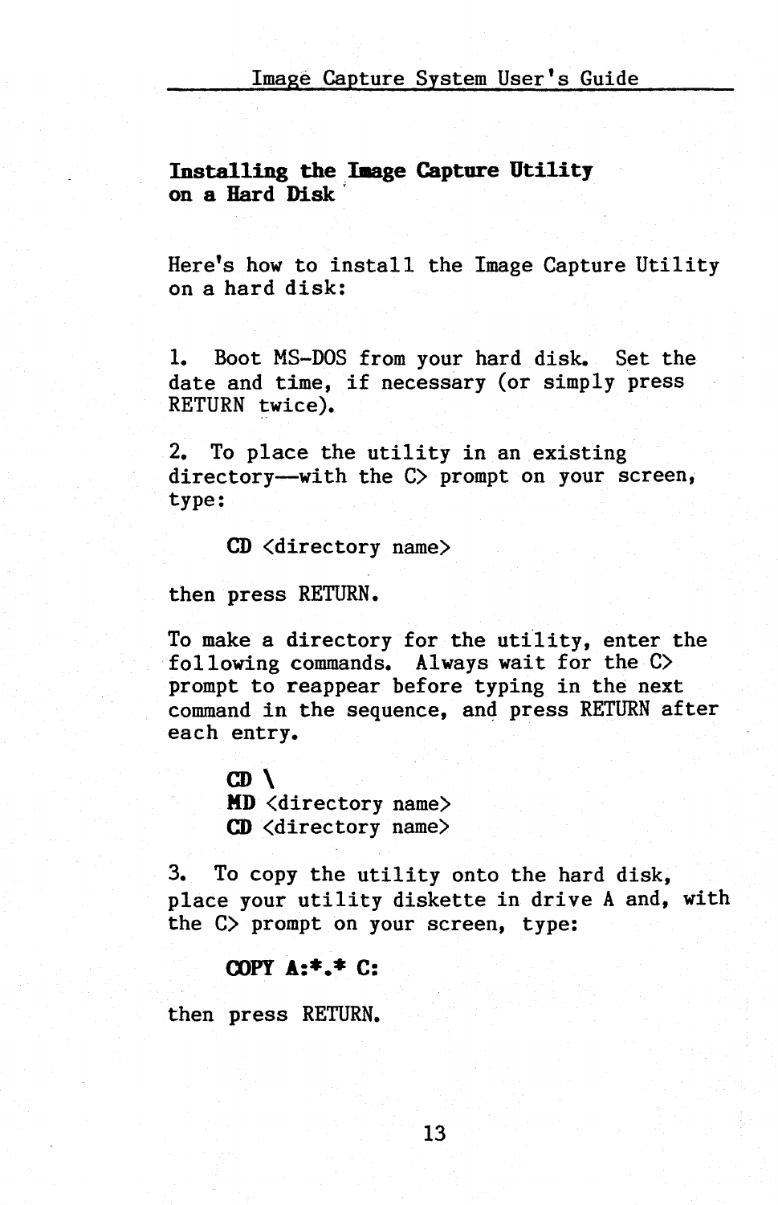## Installing the Image Capture Utility on a Hard Disk

Here's how to install the Image Capture Utility on a hard disk:

1. Boot MS-DOS from your hard disk. Set the date and time, if necessary (or simply press RETURN twice).

2. To place the utility in an existing directory—with the C> prompt on your screen, type:

   **CD** <directory name>

   then press RETURN.

   To make a directory for the utility, enter the following commands. Always wait for the C> prompt to reappear before typing in the next command in the sequence, and press RETURN after each entry.

   **CD \\**
   **MD** <directory name>
   **CD** <directory name>

3. To copy the utility onto the hard disk, place your utility diskette in drive A and, with the C> prompt on your screen, type:

   **COPY A:*.* C:**

   then press RETURN.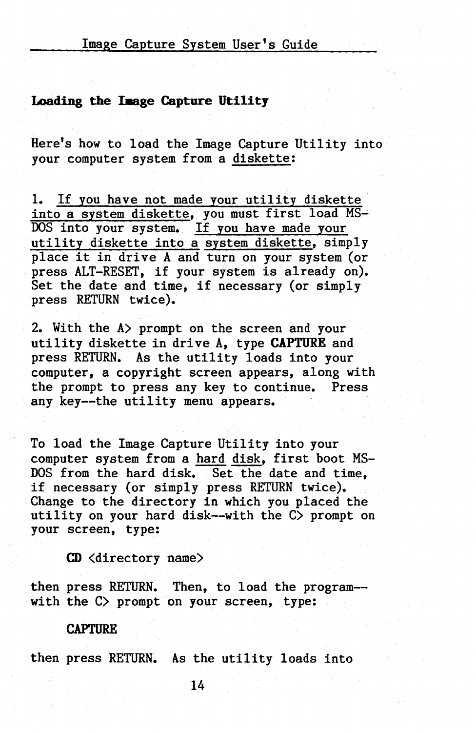## Loading the Image Capture Utility

Here's how to load the Image Capture Utility into your computer system from a diskette:

1. If you have not made your utility diskette into a system diskette, you must first load MS-DOS into your system. If you have made your utility diskette into a system diskette, simply place it in drive A and turn on your system (or press ALT-RESET, if your system is already on). Set the date and time, if necessary (or simply press RETURN twice).

2. With the A> prompt on the screen and your utility diskette in drive A, type **CAPTURE** and press RETURN. As the utility loads into your computer, a copyright screen appears, along with the prompt to press any key to continue. Press any key--the utility menu appears.

To load the Image Capture Utility into your computer system from a hard disk, first boot MS-DOS from the hard disk. Set the date and time, if necessary (or simply press RETURN twice). Change to the directory in which you placed the utility on your hard disk--with the C> prompt on your screen, type:

**CD** <directory name>

then press RETURN. Then, to load the program--with the C> prompt on your screen, type:

**CAPTURE**

then press RETURN. As the utility loads into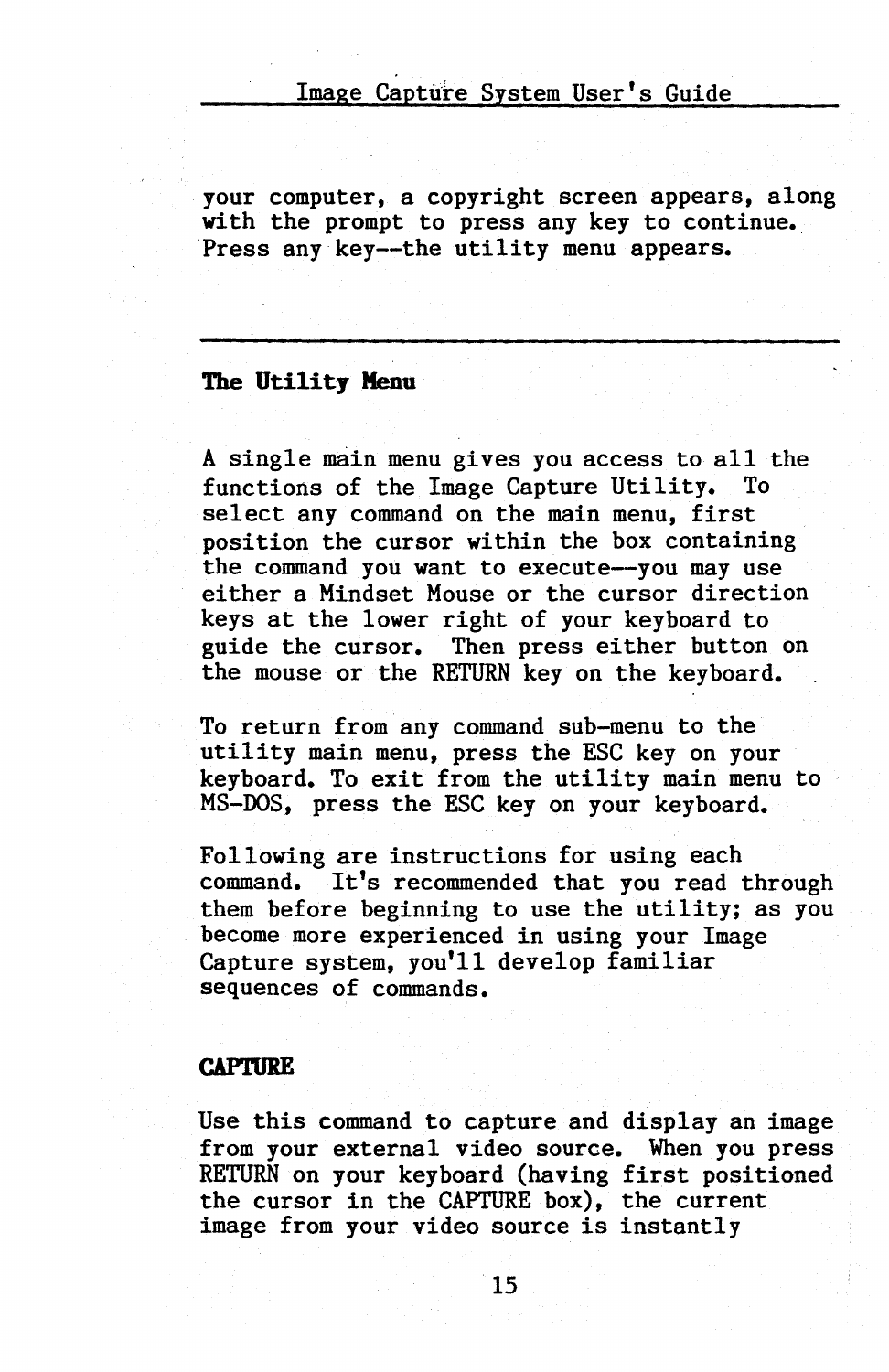your computer, a copyright screen appears, along with the prompt to press any key to continue. Press any key--the utility menu appears.

---

## The Utility Menu

A single main menu gives you access to all the functions of the Image Capture Utility. To select any command on the main menu, first position the cursor within the box containing the command you want to execute--you may use either a Mindset Mouse or the cursor direction keys at the lower right of your keyboard to guide the cursor. Then press either button on the mouse or the RETURN key on the keyboard.

To return from any command sub-menu to the utility main menu, press the ESC key on your keyboard. To exit from the utility main menu to MS-DOS, press the ESC key on your keyboard.

Following are instructions for using each command. It's recommended that you read through them before beginning to use the utility; as you become more experienced in using your Image Capture system, you'll develop familiar sequences of commands.

### CAPTURE

Use this command to capture and display an image from your external video source. When you press RETURN on your keyboard (having first positioned the cursor in the CAPTURE box), the current image from your video source is instantly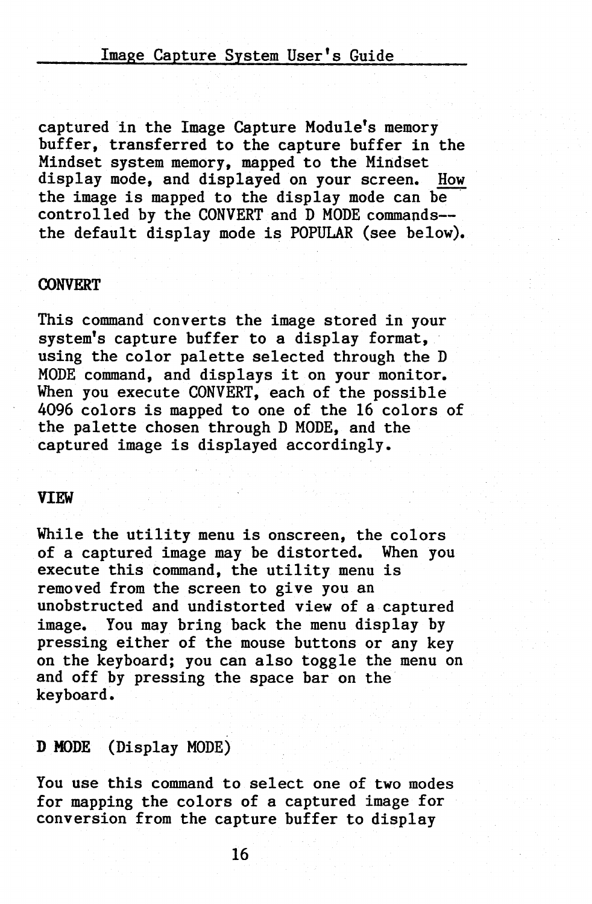captured in the Image Capture Module's memory buffer, transferred to the capture buffer in the Mindset system memory, mapped to the Mindset display mode, and displayed on your screen. <u>How</u> the image is mapped to the display mode can be controlled by the CONVERT and D MODE commands--the default display mode is POPULAR (see below).

### CONVERT

This command converts the image stored in your system's capture buffer to a display format, using the color palette selected through the D MODE command, and displays it on your monitor. When you execute CONVERT, each of the possible 4096 colors is mapped to one of the 16 colors of the palette chosen through D MODE, and the captured image is displayed accordingly.

### VIEW

While the utility menu is onscreen, the colors of a captured image may be distorted. When you execute this command, the utility menu is removed from the screen to give you an unobstructed and undistorted view of a captured image. You may bring back the menu display by pressing either of the mouse buttons or any key on the keyboard; you can also toggle the menu on and off by pressing the space bar on the keyboard.

### D MODE (Display MODE)

You use this command to select one of two modes for mapping the colors of a captured image for conversion from the capture buffer to display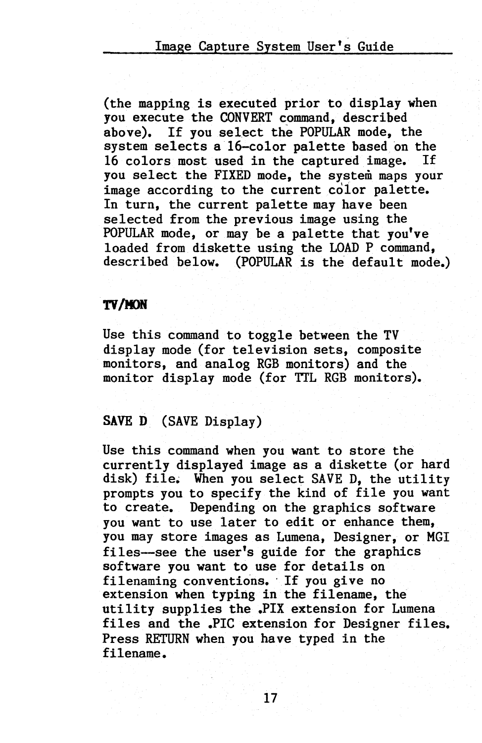(the mapping is executed prior to display when you execute the CONVERT command, described above). If you select the POPULAR mode, the system selects a 16-color palette based on the 16 colors most used in the captured image. If you select the FIXED mode, the system maps your image according to the current color palette. In turn, the current palette may have been selected from the previous image using the POPULAR mode, or may be a palette that you've loaded from diskette using the LOAD P command, described below. (POPULAR is the default mode.)

**TV/MON**

Use this command to toggle between the TV display mode (for television sets, composite monitors, and analog RGB monitors) and the monitor display mode (for TTL RGB monitors).

**SAVE D** (SAVE Display)

Use this command when you want to store the currently displayed image as a diskette (or hard disk) file. When you select SAVE D, the utility prompts you to specify the kind of file you want to create. Depending on the graphics software you want to use later to edit or enhance them, you may store images as Lumena, Designer, or MGI files—see the user's guide for the graphics software you want to use for details on filenaming conventions. If you give no extension when typing in the filename, the utility supplies the .PIX extension for Lumena files and the .PIC extension for Designer files. Press RETURN when you have typed in the filename.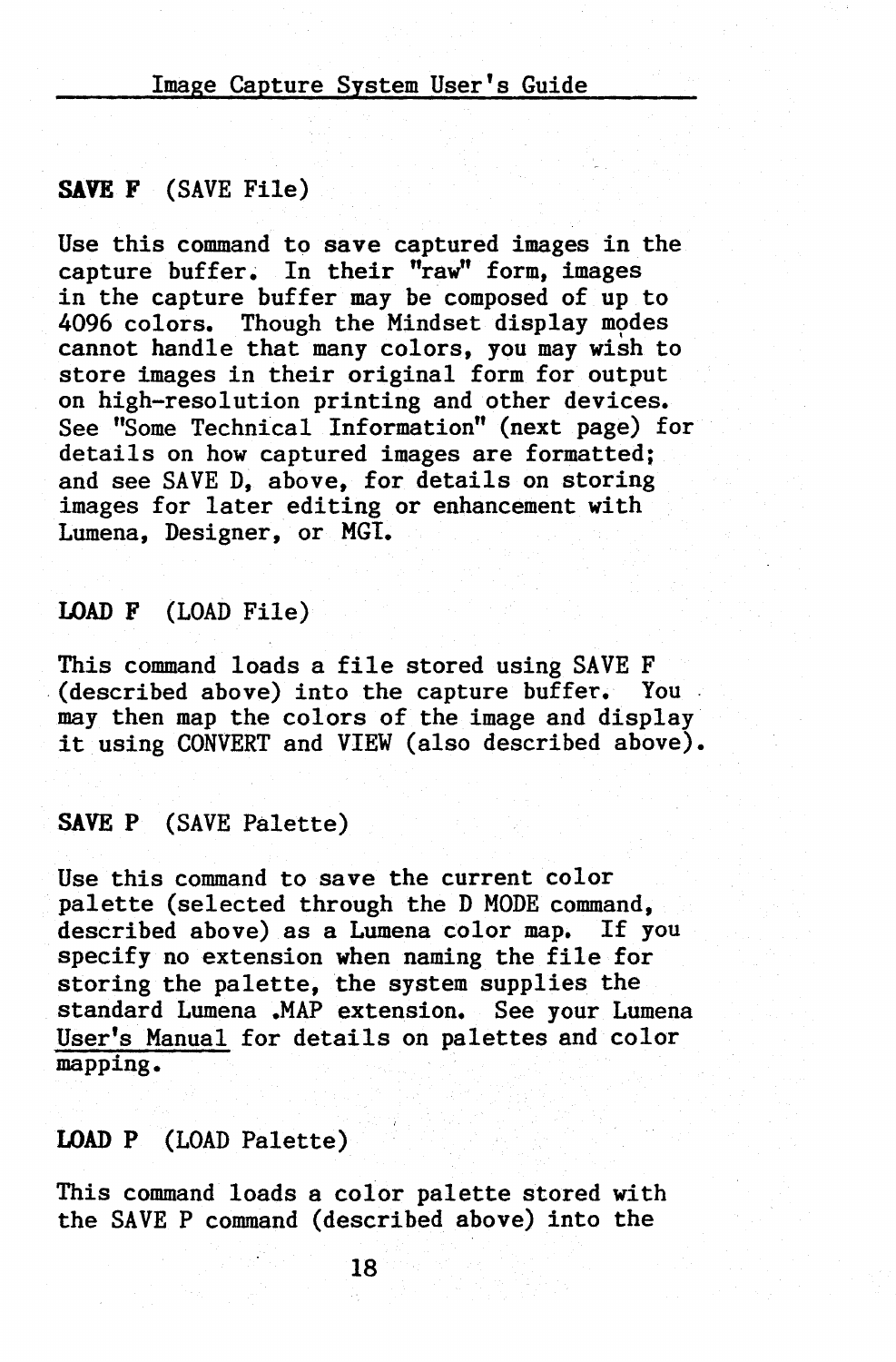**SAVE F** (SAVE File)

Use this command to save captured images in the capture buffer. In their "raw" form, images in the capture buffer may be composed of up to 4096 colors. Though the Mindset display modes cannot handle that many colors, you may wish to store images in their original form for output on high-resolution printing and other devices. See "Some Technical Information" (next page) for details on how captured images are formatted; and see SAVE D, above, for details on storing images for later editing or enhancement with Lumena, Designer, or MGI.

**LOAD F** (LOAD File)

This command loads a file stored using SAVE F (described above) into the capture buffer. You may then map the colors of the image and display it using CONVERT and VIEW (also described above).

**SAVE P** (SAVE Palette)

Use this command to save the current color palette (selected through the D MODE command, described above) as a Lumena color map. If you specify no extension when naming the file for storing the palette, the system supplies the standard Lumena .MAP extension. See your Lumena User's Manual for details on palettes and color mapping.

**LOAD P** (LOAD Palette)

This command loads a color palette stored with the SAVE P command (described above) into the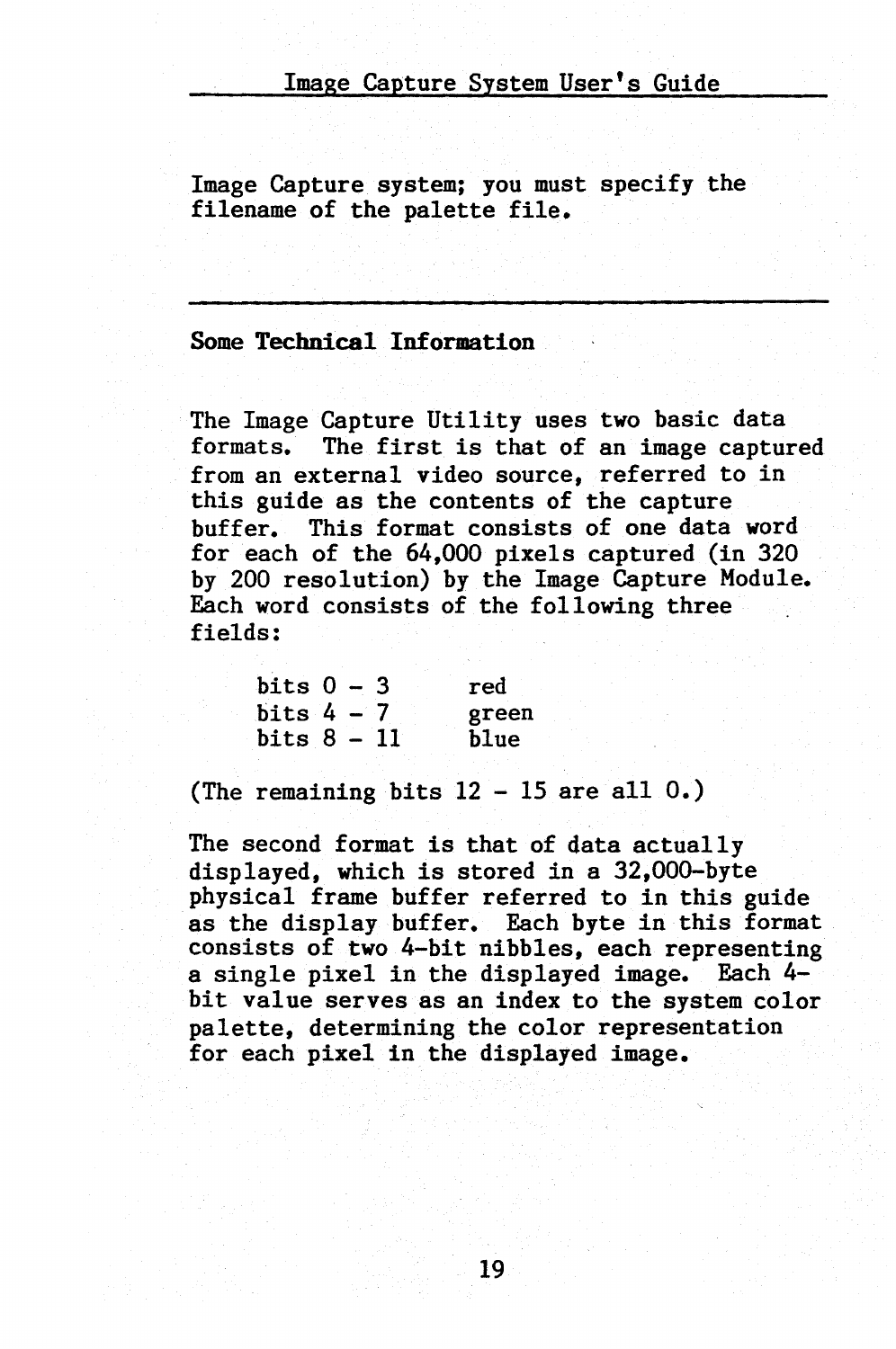Image Capture system; you must specify the filename of the palette file.

---

## Some Technical Information

The Image Capture Utility uses two basic data formats. The first is that of an image captured from an external video source, referred to in this guide as the contents of the capture buffer. This format consists of one data word for each of the 64,000 pixels captured (in 320 by 200 resolution) by the Image Capture Module. Each word consists of the following three fields:

| | |
|---|---|
| bits 0 - 3 | red |
| bits 4 - 7 | green |
| bits 8 - 11 | blue |

(The remaining bits 12 - 15 are all 0.)

The second format is that of data actually displayed, which is stored in a 32,000-byte physical frame buffer referred to in this guide as the display buffer. Each byte in this format consists of two 4-bit nibbles, each representing a single pixel in the displayed image. Each 4-bit value serves as an index to the system color palette, determining the color representation for each pixel in the displayed image.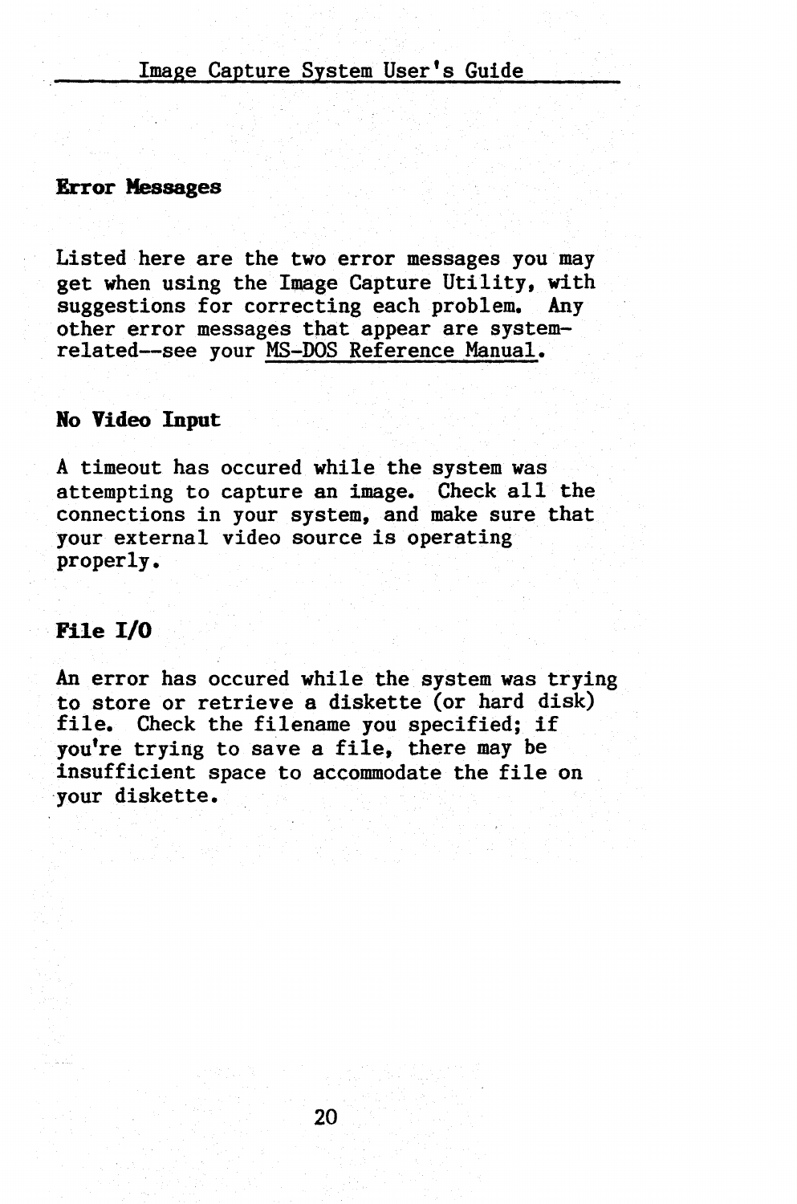## Error Messages

Listed here are the two error messages you may get when using the Image Capture Utility, with suggestions for correcting each problem. Any other error messages that appear are system-related--see your MS-DOS Reference Manual.

### No Video Input

A timeout has occured while the system was attempting to capture an image. Check all the connections in your system, and make sure that your external video source is operating properly.

### File I/O

An error has occured while the system was trying to store or retrieve a diskette (or hard disk) file. Check the filename you specified; if you're trying to save a file, there may be insufficient space to accommodate the file on your diskette.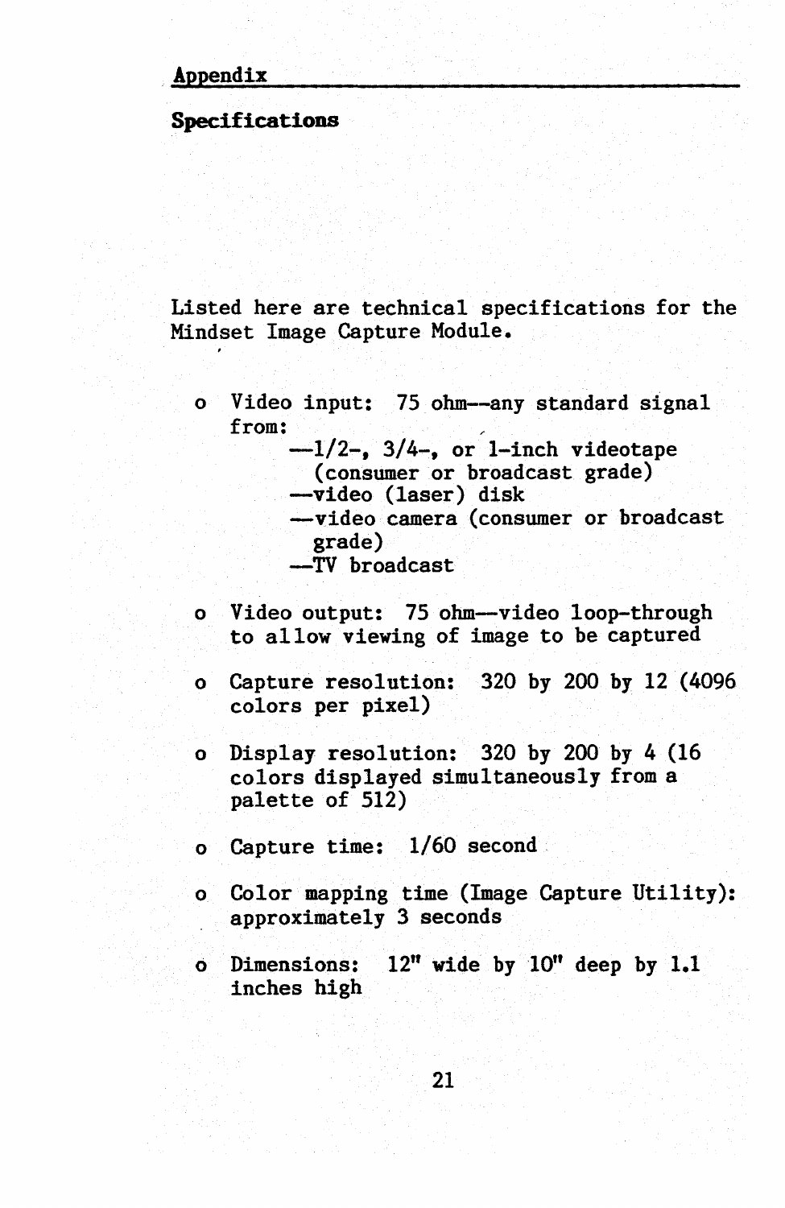## Appendix

### Specifications

Listed here are technical specifications for the Mindset Image Capture Module.

- Video input: 75 ohm—any standard signal from:
  - —1/2-, 3/4-, or 1-inch videotape (consumer or broadcast grade)
  - —video (laser) disk
  - —video camera (consumer or broadcast grade)
  - —TV broadcast
- Video output: 75 ohm—video loop-through to allow viewing of image to be captured
- Capture resolution: 320 by 200 by 12 (4096 colors per pixel)
- Display resolution: 320 by 200 by 4 (16 colors displayed simultaneously from a palette of 512)
- Capture time: 1/60 second
- Color mapping time (Image Capture Utility): approximately 3 seconds
- Dimensions: 12" wide by 10" deep by 1.1 inches high